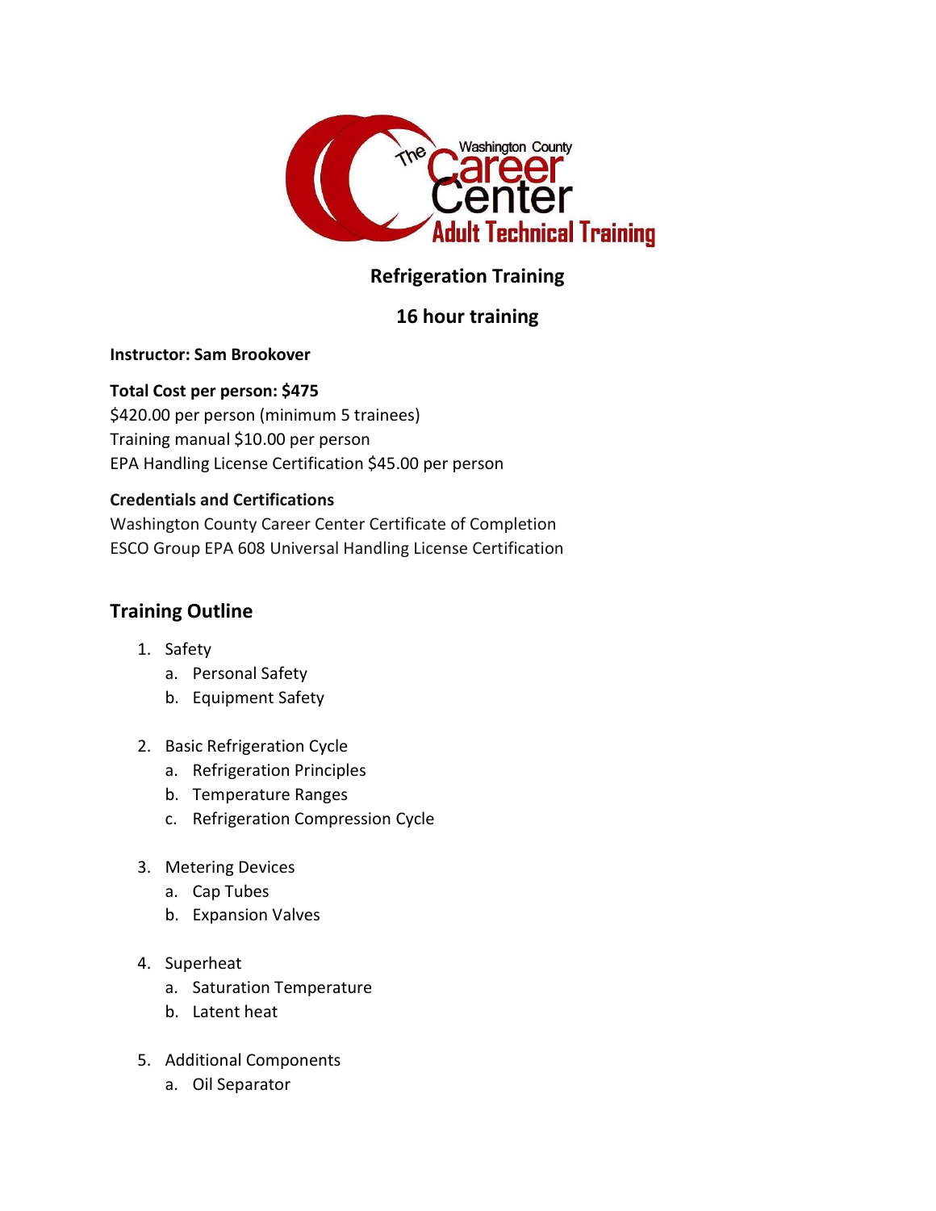The Washington County Career Center
Adult Technical Training

# Refrigeration Training

## 16 hour training

**Instructor: Sam Brookover**

**Total Cost per person: $475**
$420.00 per person (minimum 5 trainees)
Training manual $10.00 per person
EPA Handling License Certification $45.00 per person

**Credentials and Certifications**
Washington County Career Center Certificate of Completion
ESCO Group EPA 608 Universal Handling License Certification

## Training Outline

1. Safety
   a. Personal Safety
   b. Equipment Safety

2. Basic Refrigeration Cycle
   a. Refrigeration Principles
   b. Temperature Ranges
   c. Refrigeration Compression Cycle

3. Metering Devices
   a. Cap Tubes
   b. Expansion Valves

4. Superheat
   a. Saturation Temperature
   b. Latent heat

5. Additional Components
   a. Oil Separator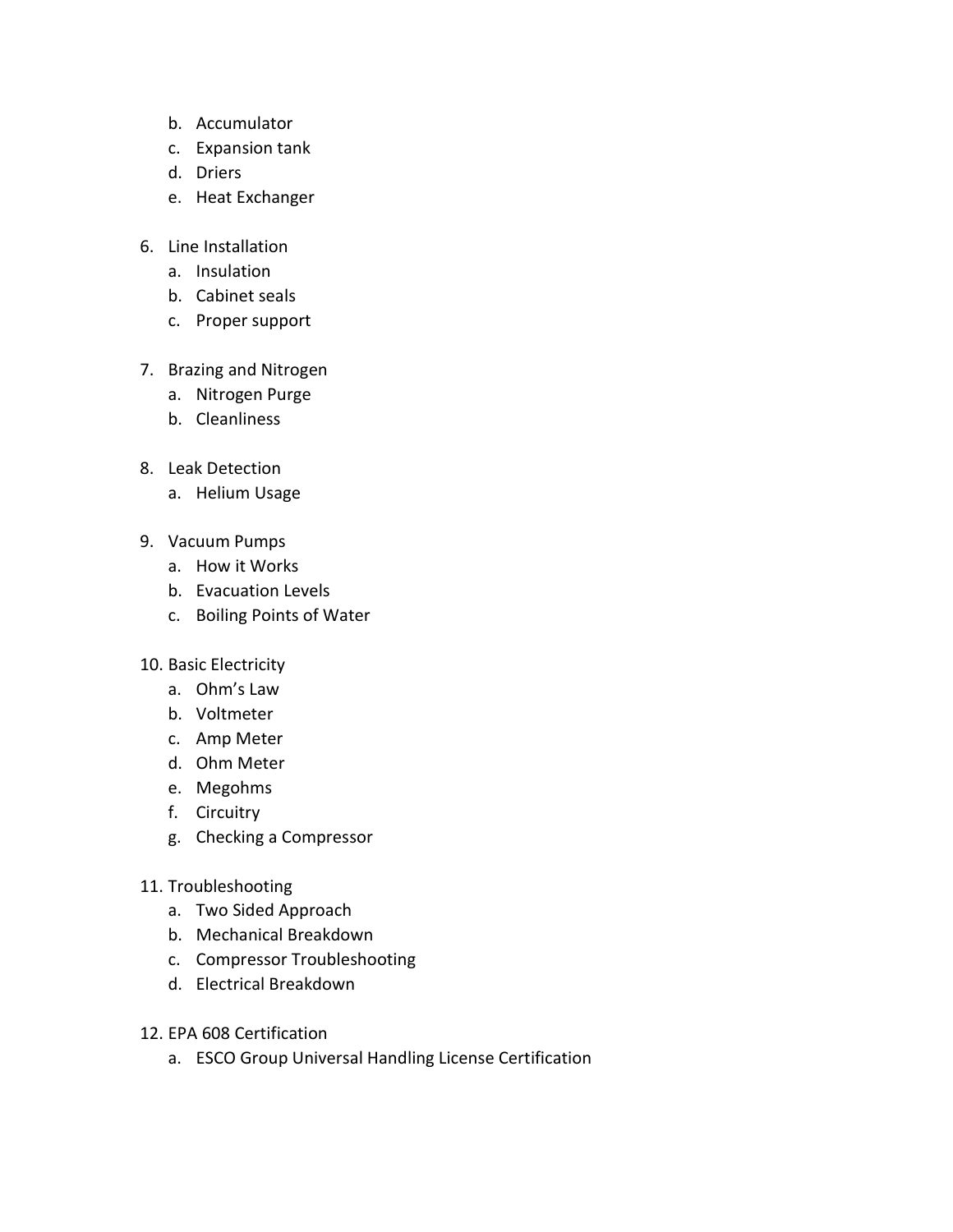b. Accumulator
   c. Expansion tank
   d. Driers
   e. Heat Exchanger

6. Line Installation
   a. Insulation
   b. Cabinet seals
   c. Proper support

7. Brazing and Nitrogen
   a. Nitrogen Purge
   b. Cleanliness

8. Leak Detection
   a. Helium Usage

9. Vacuum Pumps
   a. How it Works
   b. Evacuation Levels
   c. Boiling Points of Water

10. Basic Electricity
    a. Ohm's Law
    b. Voltmeter
    c. Amp Meter
    d. Ohm Meter
    e. Megohms
    f. Circuitry
    g. Checking a Compressor

11. Troubleshooting
    a. Two Sided Approach
    b. Mechanical Breakdown
    c. Compressor Troubleshooting
    d. Electrical Breakdown

12. EPA 608 Certification
    a. ESCO Group Universal Handling License Certification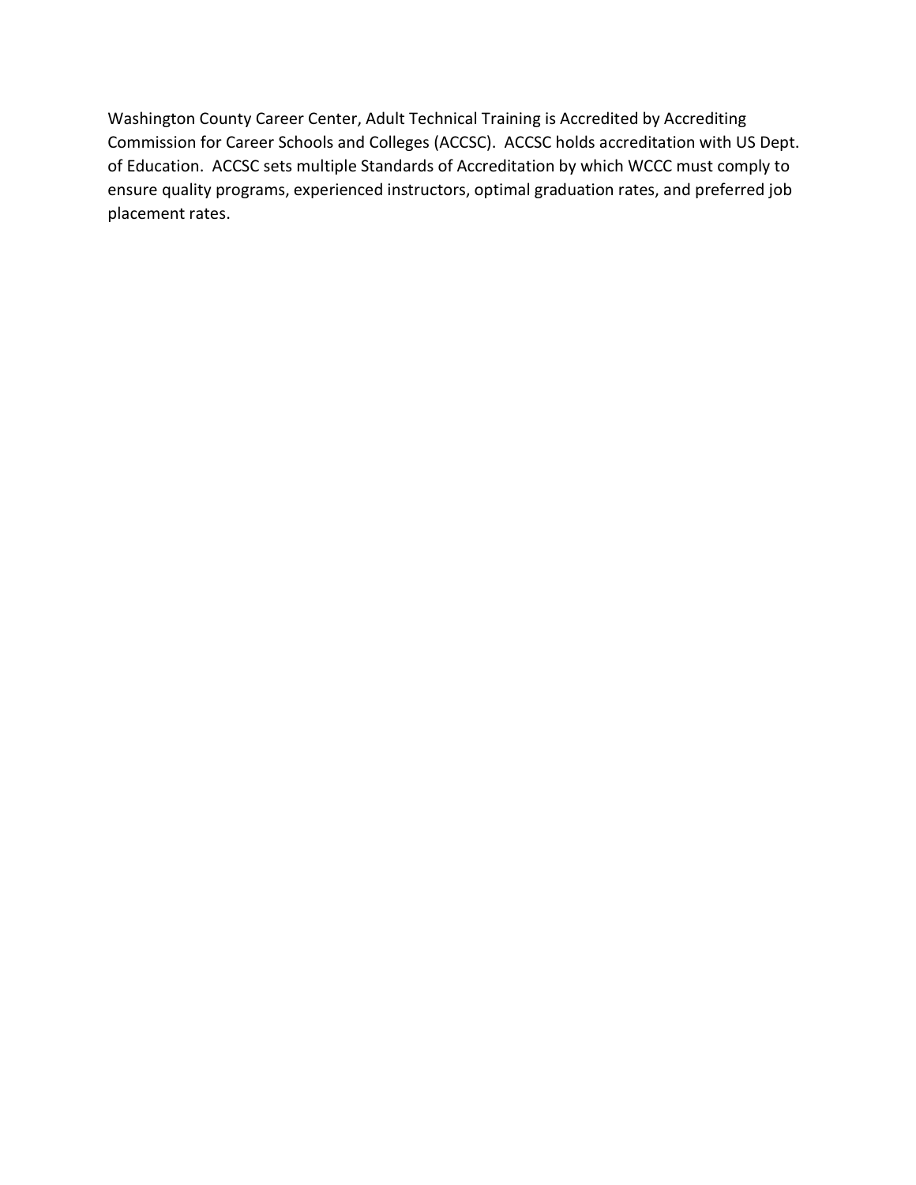Washington County Career Center, Adult Technical Training is Accredited by Accrediting Commission for Career Schools and Colleges (ACCSC). ACCSC holds accreditation with US Dept. of Education. ACCSC sets multiple Standards of Accreditation by which WCCC must comply to ensure quality programs, experienced instructors, optimal graduation rates, and preferred job placement rates.